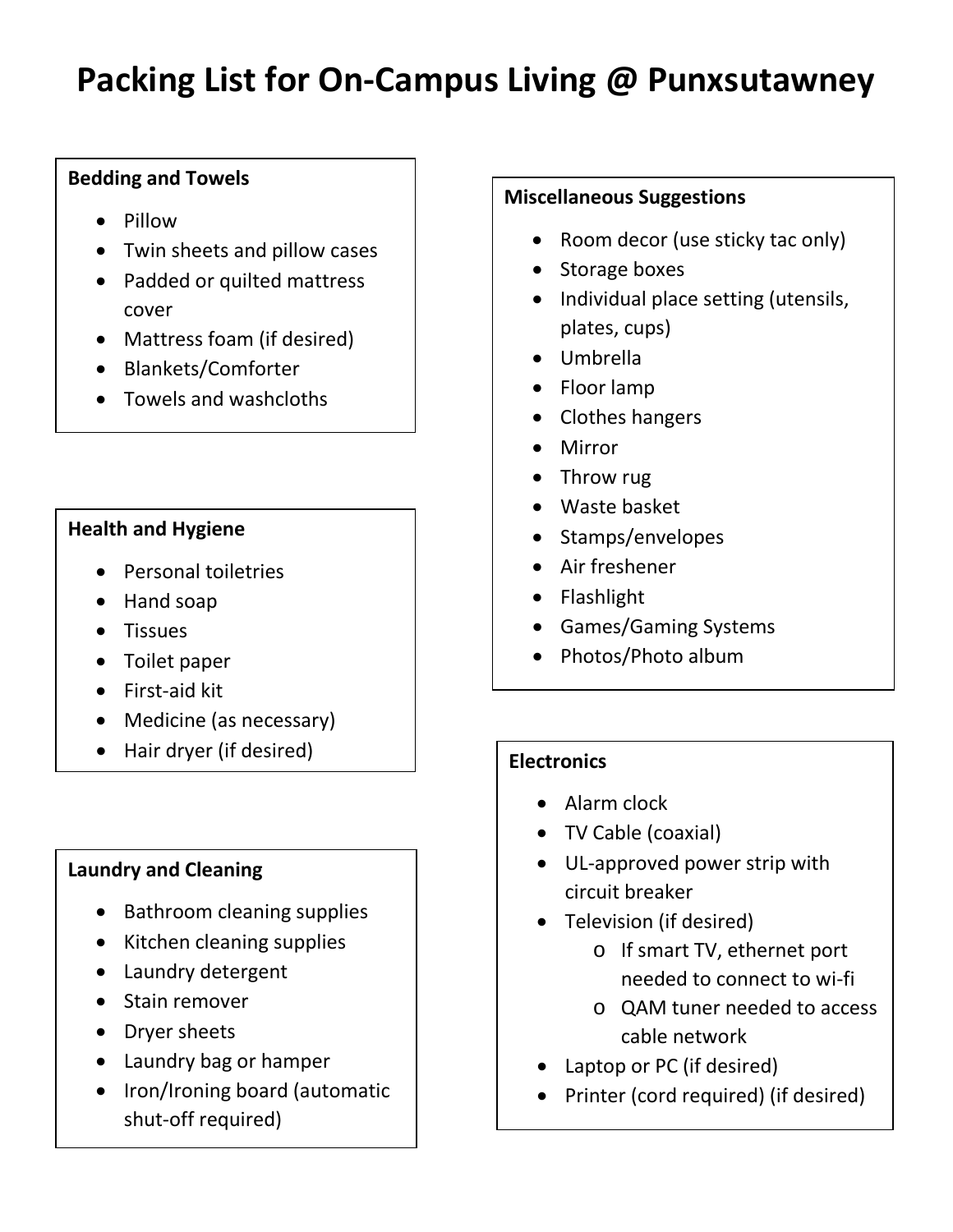# Packing List for On-Campus Living @ Punxsutawney

**Bedding and Towels**

- Pillow
- Twin sheets and pillow cases
- Padded or quilted mattress cover
- Mattress foam (if desired)
- Blankets/Comforter
- Towels and washcloths

**Health and Hygiene**

- Personal toiletries
- Hand soap
- Tissues
- Toilet paper
- First-aid kit
- Medicine (as necessary)
- Hair dryer (if desired)

**Laundry and Cleaning**

- Bathroom cleaning supplies
- Kitchen cleaning supplies
- Laundry detergent
- Stain remover
- Dryer sheets
- Laundry bag or hamper
- Iron/Ironing board (automatic shut-off required)

**Miscellaneous Suggestions**

- Room decor (use sticky tac only)
- Storage boxes
- Individual place setting (utensils, plates, cups)
- Umbrella
- Floor lamp
- Clothes hangers
- Mirror
- Throw rug
- Waste basket
- Stamps/envelopes
- Air freshener
- Flashlight
- Games/Gaming Systems
- Photos/Photo album

**Electronics**

- Alarm clock
- TV Cable (coaxial)
- UL-approved power strip with circuit breaker
- Television (if desired)
  - If smart TV, ethernet port needed to connect to wi-fi
  - QAM tuner needed to access cable network
- Laptop or PC (if desired)
- Printer (cord required) (if desired)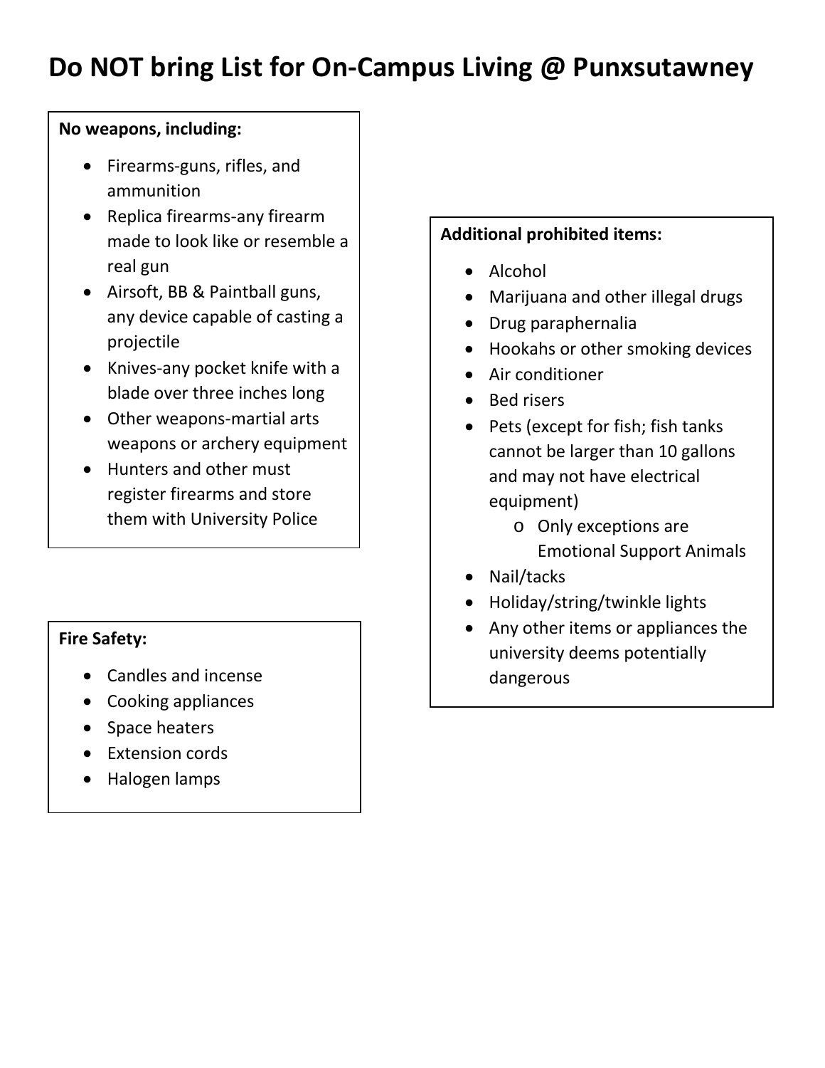# Do NOT bring List for On-Campus Living @ Punxsutawney

**No weapons, including:**

- Firearms-guns, rifles, and ammunition
- Replica firearms-any firearm made to look like or resemble a real gun
- Airsoft, BB & Paintball guns, any device capable of casting a projectile
- Knives-any pocket knife with a blade over three inches long
- Other weapons-martial arts weapons or archery equipment
- Hunters and other must register firearms and store them with University Police

**Fire Safety:**

- Candles and incense
- Cooking appliances
- Space heaters
- Extension cords
- Halogen lamps

**Additional prohibited items:**

- Alcohol
- Marijuana and other illegal drugs
- Drug paraphernalia
- Hookahs or other smoking devices
- Air conditioner
- Bed risers
- Pets (except for fish; fish tanks cannot be larger than 10 gallons and may not have electrical equipment)
  - Only exceptions are Emotional Support Animals
- Nail/tacks
- Holiday/string/twinkle lights
- Any other items or appliances the university deems potentially dangerous